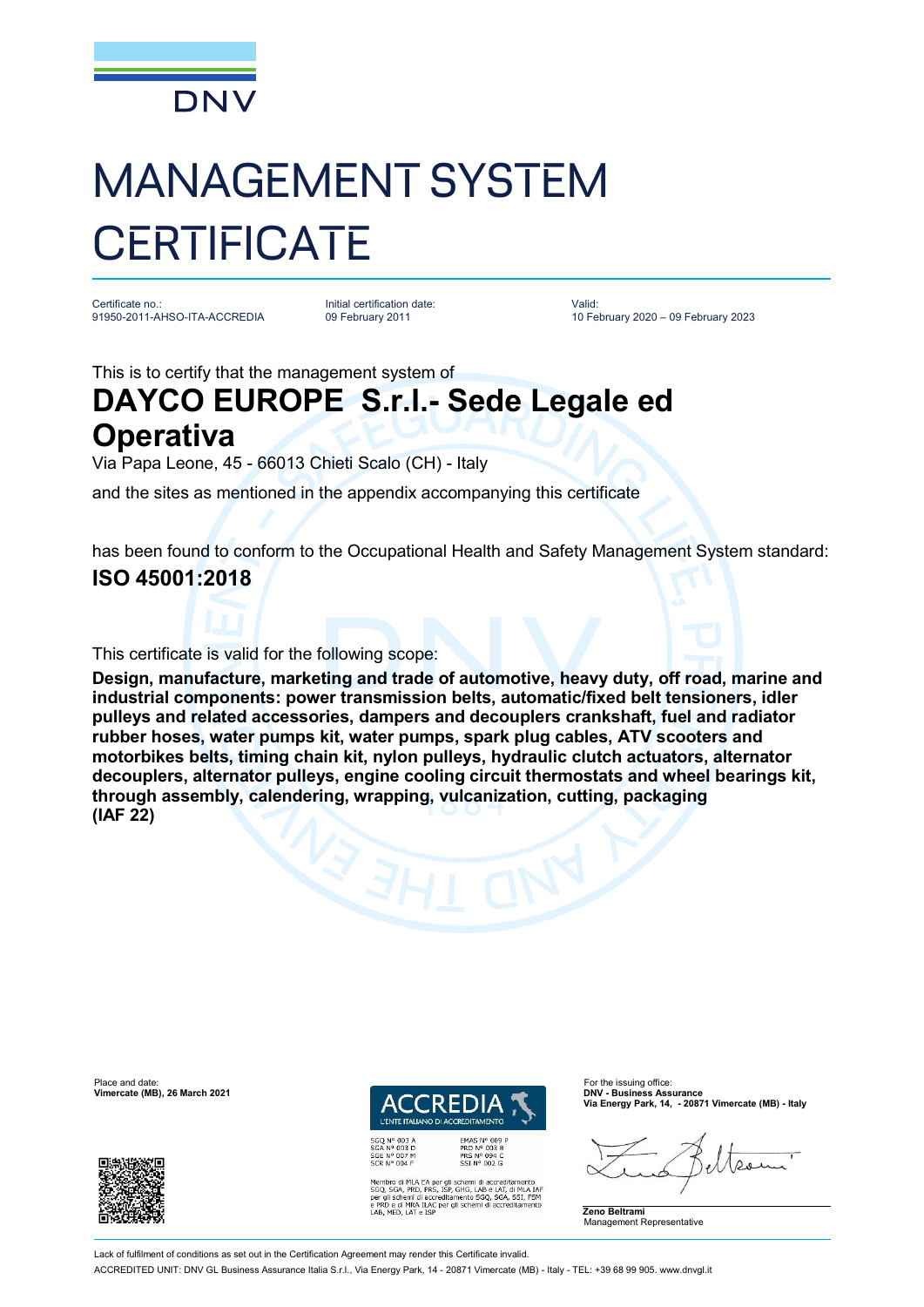DNV

# MANAGEMENT SYSTEM CERTIFICATE

Certificate no.:
91950-2011-AHSO-ITA-ACCREDIA

Initial certification date:
09 February 2011

Valid:
10 February 2020 – 09 February 2023

This is to certify that the management system of

## DAYCO EUROPE S.r.l.- Sede Legale ed Operativa

Via Papa Leone, 45 - 66013 Chieti Scalo (CH) - Italy

and the sites as mentioned in the appendix accompanying this certificate

has been found to conform to the Occupational Health and Safety Management System standard:

**ISO 45001:2018**

This certificate is valid for the following scope:

**Design, manufacture, marketing and trade of automotive, heavy duty, off road, marine and industrial components: power transmission belts, automatic/fixed belt tensioners, idler pulleys and related accessories, dampers and decouplers crankshaft, fuel and radiator rubber hoses, water pumps kit, water pumps, spark plug cables, ATV scooters and motorbikes belts, timing chain kit, nylon pulleys, hydraulic clutch actuators, alternator decouplers, alternator pulleys, engine cooling circuit thermostats and wheel bearings kit, through assembly, calendering, wrapping, vulcanization, cutting, packaging (IAF 22)**

Place and date:
**Vimercate (MB), 26 March 2021**

ACCREDIA
L'ENTE ITALIANO DI ACCREDITAMENTO

SGQ N° 003 A
SGA N° 003 D
SGE N° 007 M
SCR N° 004 F

EMAS N° 009 P
PRD N° 003 B
PRS N° 094 C
SSI N° 002 G

Membro di MLA EA per gli schemi di accreditamento SGQ, SGA, PRD, PRS, ISP, GHG, LAB e LAT, di MLA IAF per gli schemi di accreditamento SGQ, SGA, SSI, FSM e PRD e di MRA ILAC per gli schemi di accreditamento LAB, MED, LAT e ISP

For the issuing office:
**DNV - Business Assurance**
**Via Energy Park, 14, - 20871 Vimercate (MB) - Italy**

**Zeno Beltrami**
Management Representative

Lack of fulfilment of conditions as set out in the Certification Agreement may render this Certificate invalid.
ACCREDITED UNIT: DNV GL Business Assurance Italia S.r.l., Via Energy Park, 14 - 20871 Vimercate (MB) - Italy - TEL: +39 68 99 905. www.dnvgl.it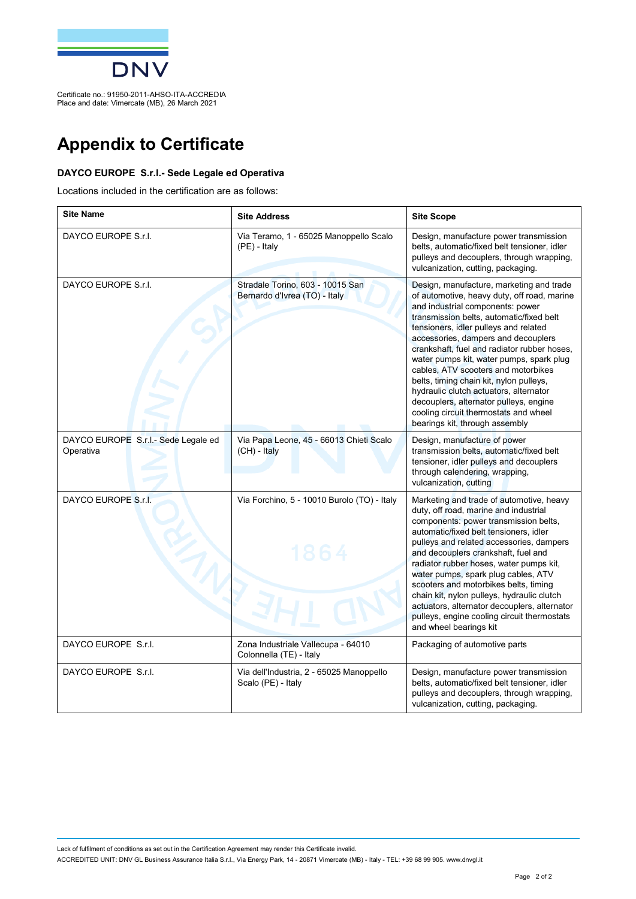Certificate no.: 91950-2011-AHSO-ITA-ACCREDIA
Place and date: Vimercate (MB), 26 March 2021

# Appendix to Certificate

**DAYCO EUROPE S.r.l.- Sede Legale ed Operativa**

Locations included in the certification are as follows:

| Site Name | Site Address | Site Scope |
|---|---|---|
| DAYCO EUROPE S.r.l. | Via Teramo, 1 - 65025 Manoppello Scalo (PE) - Italy | Design, manufacture power transmission belts, automatic/fixed belt tensioner, idler pulleys and decouplers, through wrapping, vulcanization, cutting, packaging. |
| DAYCO EUROPE S.r.l. | Stradale Torino, 603 - 10015 San Bernardo d'Ivrea (TO) - Italy | Design, manufacture, marketing and trade of automotive, heavy duty, off road, marine and industrial components: power transmission belts, automatic/fixed belt tensioners, idler pulleys and related accessories, dampers and decouplers crankshaft, fuel and radiator rubber hoses, water pumps kit, water pumps, spark plug cables, ATV scooters and motorbikes belts, timing chain kit, nylon pulleys, hydraulic clutch actuators, alternator decouplers, alternator pulleys, engine cooling circuit thermostats and wheel bearings kit, through assembly |
| DAYCO EUROPE S.r.l.- Sede Legale ed Operativa | Via Papa Leone, 45 - 66013 Chieti Scalo (CH) - Italy | Design, manufacture of power transmission belts, automatic/fixed belt tensioner, idler pulleys and decouplers through calendering, wrapping, vulcanization, cutting |
| DAYCO EUROPE S.r.l. | Via Forchino, 5 - 10010 Burolo (TO) - Italy | Marketing and trade of automotive, heavy duty, off road, marine and industrial components: power transmission belts, automatic/fixed belt tensioners, idler pulleys and related accessories, dampers and decouplers crankshaft, fuel and radiator rubber hoses, water pumps kit, water pumps, spark plug cables, ATV scooters and motorbikes belts, timing chain kit, nylon pulleys, hydraulic clutch actuators, alternator decouplers, alternator pulleys, engine cooling circuit thermostats and wheel bearings kit |
| DAYCO EUROPE S.r.l. | Zona Industriale Vallecupa - 64010 Colonnella (TE) - Italy | Packaging of automotive parts |
| DAYCO EUROPE S.r.l. | Via dell'Industria, 2 - 65025 Manoppello Scalo (PE) - Italy | Design, manufacture power transmission belts, automatic/fixed belt tensioner, idler pulleys and decouplers, through wrapping, vulcanization, cutting, packaging. |

Lack of fulfilment of conditions as set out in the Certification Agreement may render this Certificate invalid.

ACCREDITED UNIT: DNV GL Business Assurance Italia S.r.l., Via Energy Park, 14 - 20871 Vimercate (MB) - Italy - TEL: +39 68 99 905. www.dnvgl.it